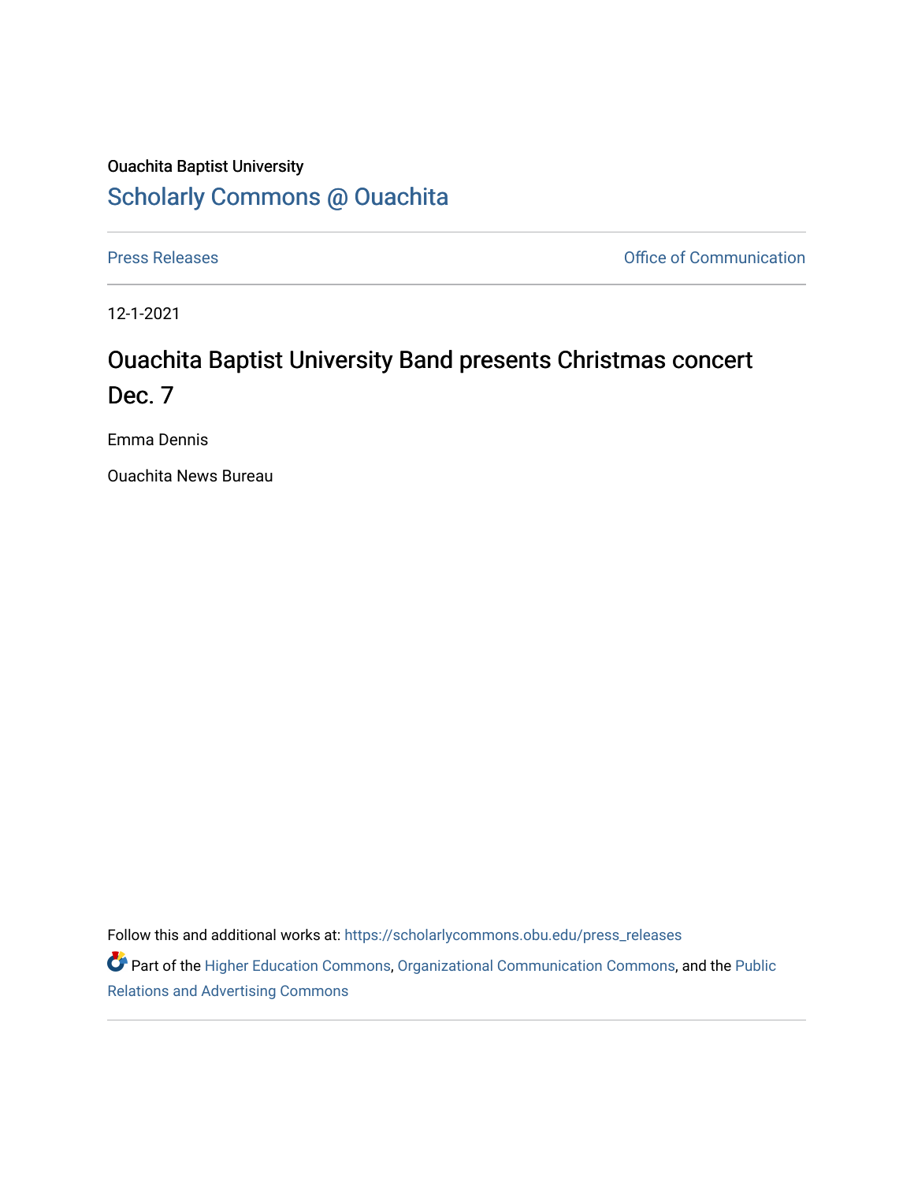Ouachita Baptist University

Scholarly Commons @ Ouachita

Press Releases | Office of Communication

12-1-2021

# Ouachita Baptist University Band presents Christmas concert Dec. 7

Emma Dennis

Ouachita News Bureau

Follow this and additional works at: https://scholarlycommons.obu.edu/press_releases

Part of the Higher Education Commons, Organizational Communication Commons, and the Public Relations and Advertising Commons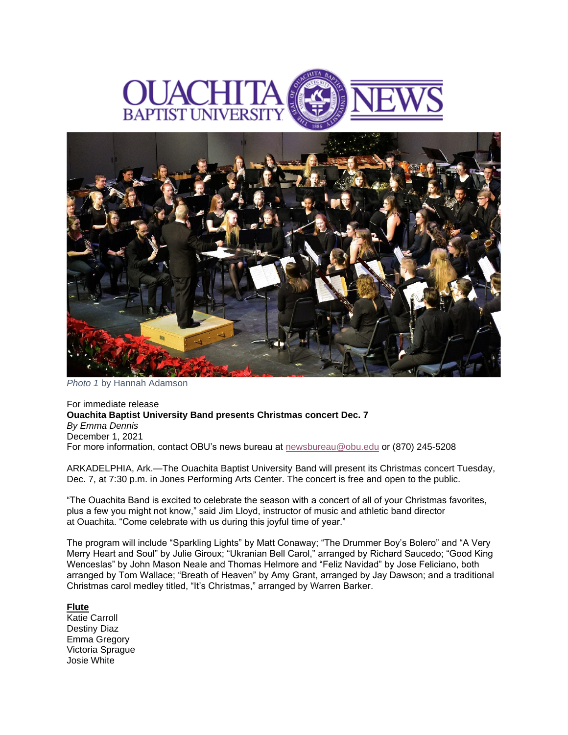*Photo 1* by Hannah Adamson

For immediate release

**Ouachita Baptist University Band presents Christmas concert Dec. 7**

*By Emma Dennis*

December 1, 2021

For more information, contact OBU's news bureau at [newsbureau@obu.edu](mailto:newsbureau@obu.edu) or (870) 245-5208

ARKADELPHIA, Ark.—The Ouachita Baptist University Band will present its Christmas concert Tuesday, Dec. 7, at 7:30 p.m. in Jones Performing Arts Center. The concert is free and open to the public.

"The Ouachita Band is excited to celebrate the season with a concert of all of your Christmas favorites, plus a few you might not know," said Jim Lloyd, instructor of music and athletic band director at Ouachita. "Come celebrate with us during this joyful time of year."

The program will include "Sparkling Lights" by Matt Conaway; "The Drummer Boy's Bolero" and "A Very Merry Heart and Soul" by Julie Giroux; "Ukranian Bell Carol," arranged by Richard Saucedo; "Good King Wenceslas" by John Mason Neale and Thomas Helmore and "Feliz Navidad" by Jose Feliciano, both arranged by Tom Wallace; "Breath of Heaven" by Amy Grant, arranged by Jay Dawson; and a traditional Christmas carol medley titled, "It's Christmas," arranged by Warren Barker.

**Flute**

Katie Carroll
Destiny Diaz
Emma Gregory
Victoria Sprague
Josie White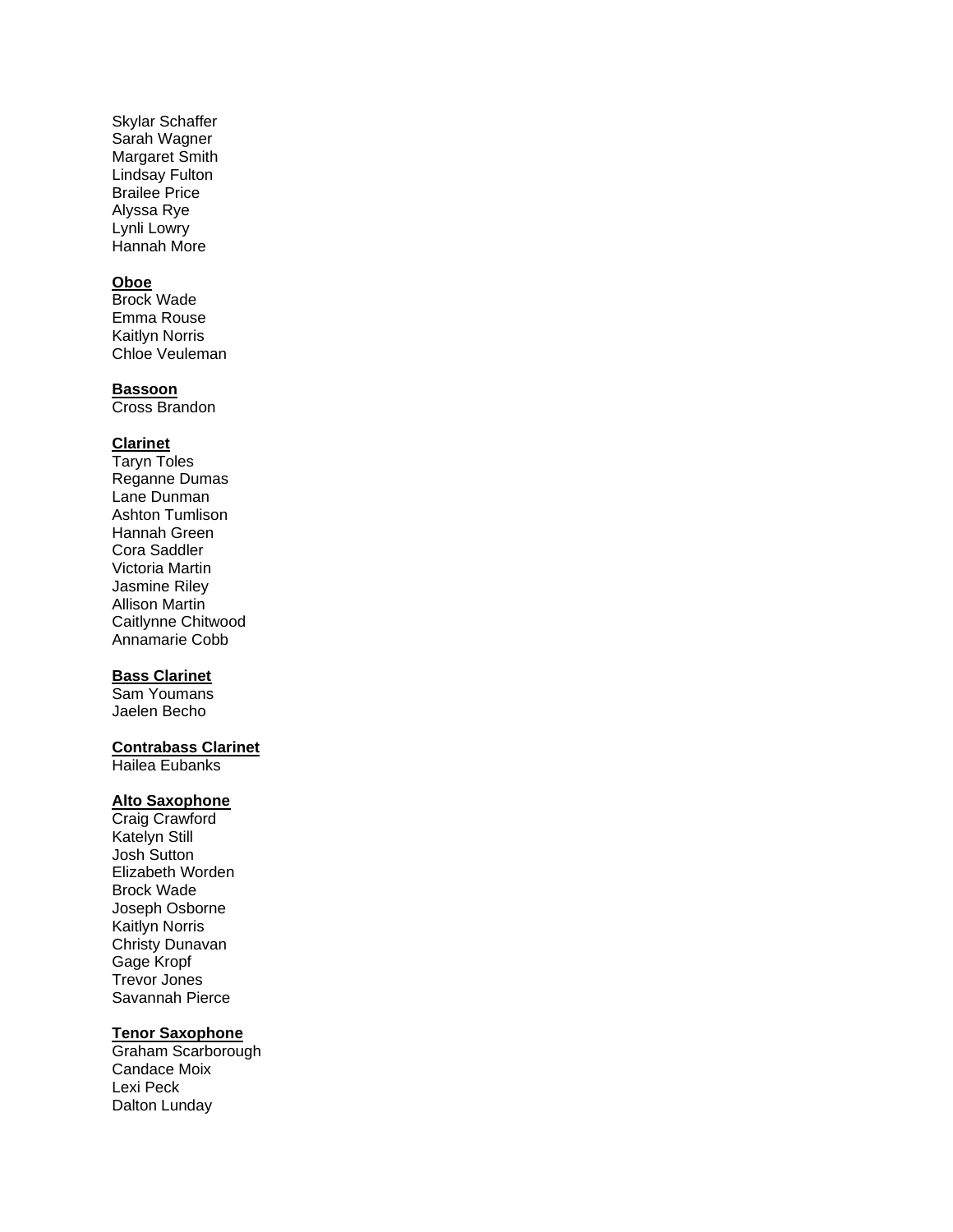Skylar Schaffer
Sarah Wagner
Margaret Smith
Lindsay Fulton
Brailee Price
Alyssa Rye
Lynli Lowry
Hannah More

**Oboe**

Brock Wade
Emma Rouse
Kaitlyn Norris
Chloe Veuleman

**Bassoon**

Cross Brandon

**Clarinet**

Taryn Toles
Reganne Dumas
Lane Dunman
Ashton Tumlison
Hannah Green
Cora Saddler
Victoria Martin
Jasmine Riley
Allison Martin
Caitlynne Chitwood
Annamarie Cobb

**Bass Clarinet**

Sam Youmans
Jaelen Becho

**Contrabass Clarinet**

Hailea Eubanks

**Alto Saxophone**

Craig Crawford
Katelyn Still
Josh Sutton
Elizabeth Worden
Brock Wade
Joseph Osborne
Kaitlyn Norris
Christy Dunavan
Gage Kropf
Trevor Jones
Savannah Pierce

**Tenor Saxophone**

Graham Scarborough
Candace Moix
Lexi Peck
Dalton Lunday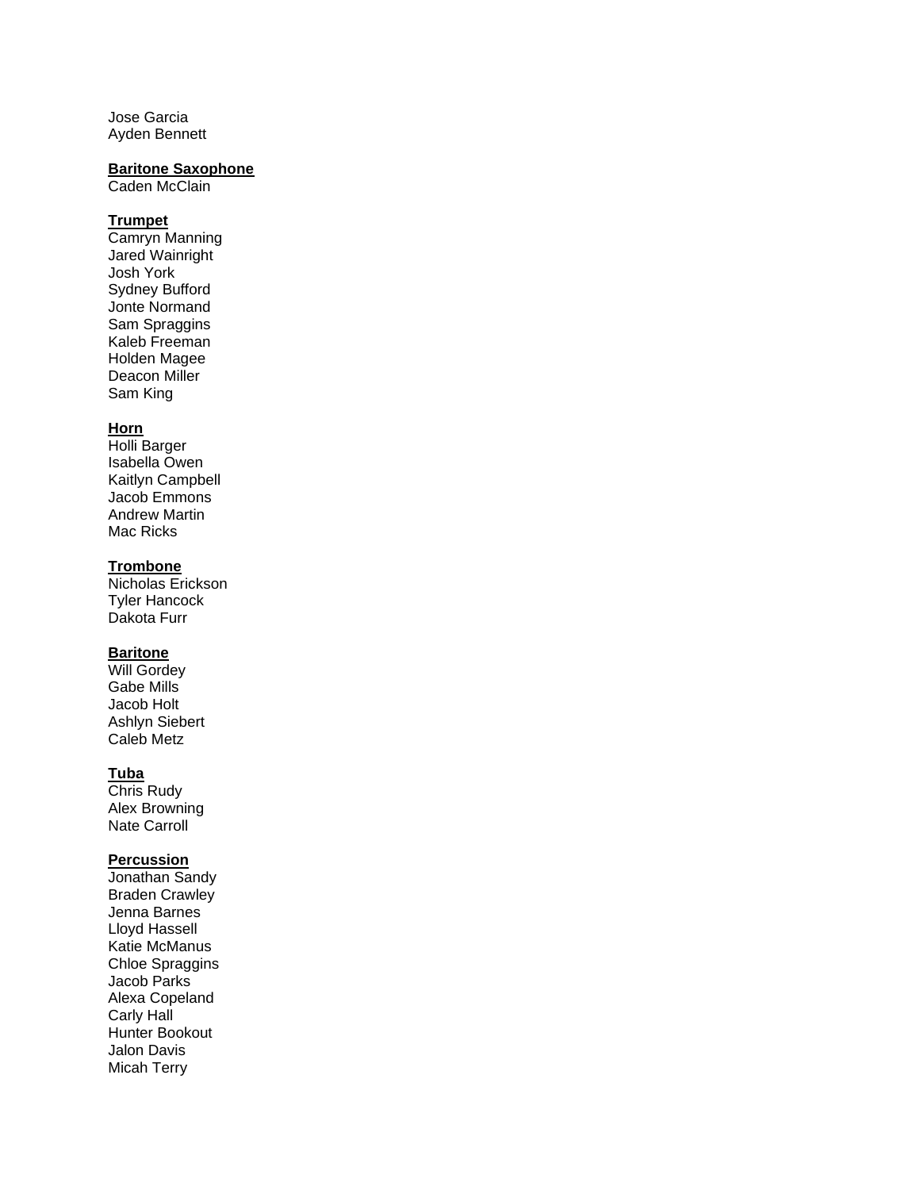Jose Garcia
Ayden Bennett

**Baritone Saxophone**
Caden McClain

**Trumpet**
Camryn Manning
Jared Wainright
Josh York
Sydney Bufford
Jonte Normand
Sam Spraggins
Kaleb Freeman
Holden Magee
Deacon Miller
Sam King

**Horn**
Holli Barger
Isabella Owen
Kaitlyn Campbell
Jacob Emmons
Andrew Martin
Mac Ricks

**Trombone**
Nicholas Erickson
Tyler Hancock
Dakota Furr

**Baritone**
Will Gordey
Gabe Mills
Jacob Holt
Ashlyn Siebert
Caleb Metz

**Tuba**
Chris Rudy
Alex Browning
Nate Carroll

**Percussion**
Jonathan Sandy
Braden Crawley
Jenna Barnes
Lloyd Hassell
Katie McManus
Chloe Spraggins
Jacob Parks
Alexa Copeland
Carly Hall
Hunter Bookout
Jalon Davis
Micah Terry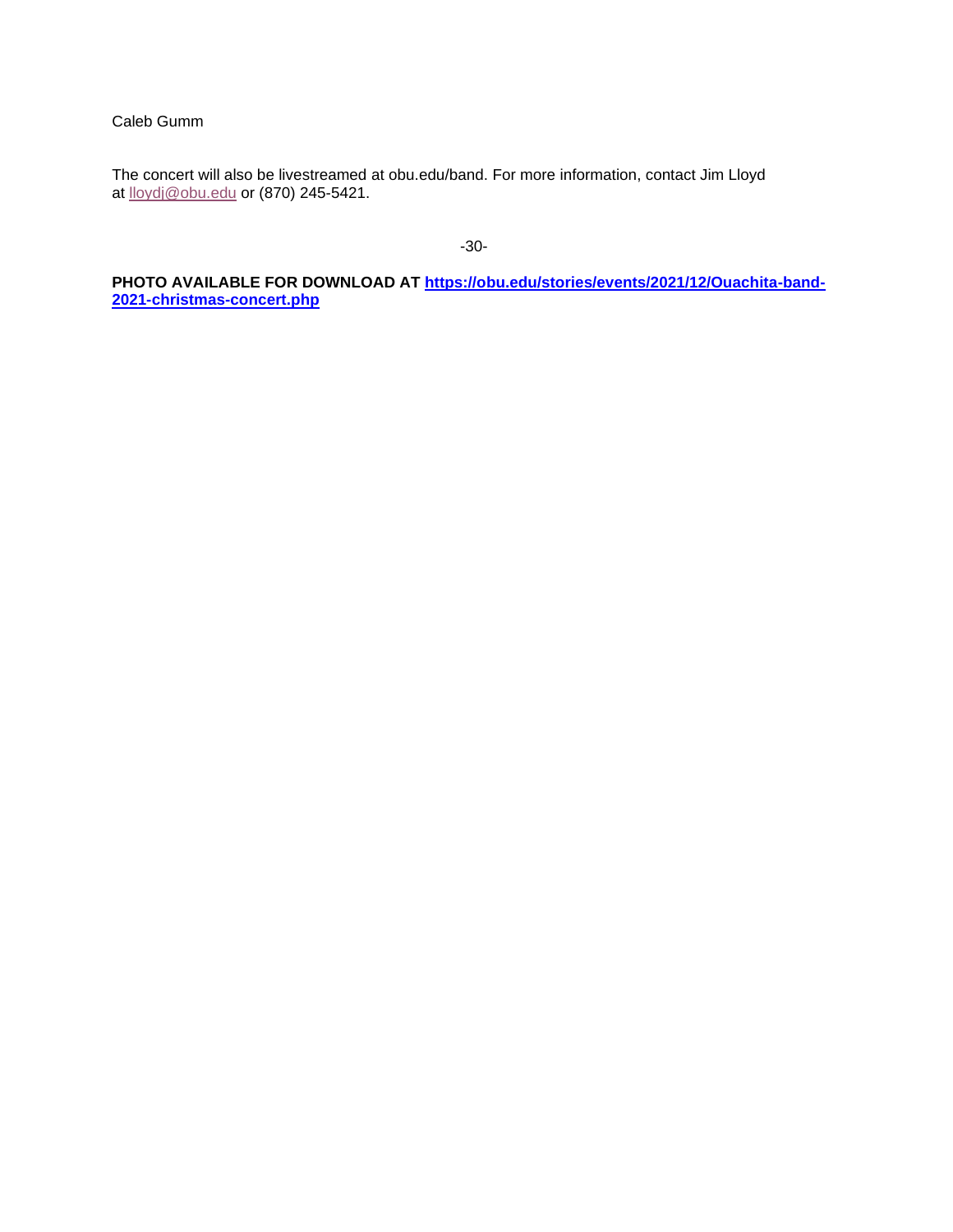Caleb Gumm

The concert will also be livestreamed at obu.edu/band. For more information, contact Jim Lloyd at lloydj@obu.edu or (870) 245-5421.

-30-

**PHOTO AVAILABLE FOR DOWNLOAD AT https://obu.edu/stories/events/2021/12/Ouachita-band-2021-christmas-concert.php**